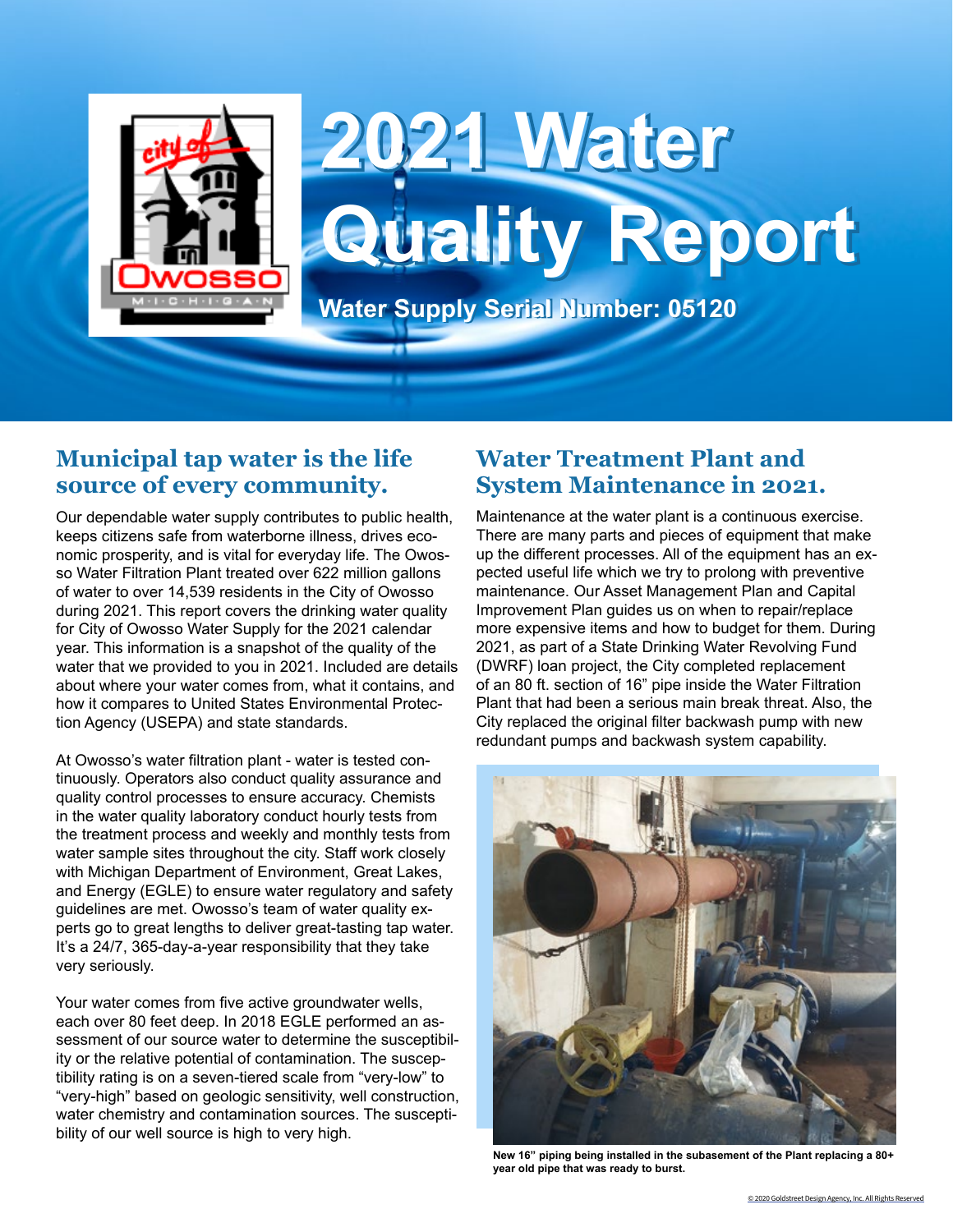# 2021 Water Quality Report

**Water Supply Serial Number: 05120**

## Municipal tap water is the life source of every community.

Our dependable water supply contributes to public health, keeps citizens safe from waterborne illness, drives economic prosperity, and is vital for everyday life. The Owosso Water Filtration Plant treated over 622 million gallons of water to over 14,539 residents in the City of Owosso during 2021. This report covers the drinking water quality for City of Owosso Water Supply for the 2021 calendar year. This information is a snapshot of the quality of the water that we provided to you in 2021. Included are details about where your water comes from, what it contains, and how it compares to United States Environmental Protection Agency (USEPA) and state standards.

At Owosso's water filtration plant - water is tested continuously. Operators also conduct quality assurance and quality control processes to ensure accuracy. Chemists in the water quality laboratory conduct hourly tests from the treatment process and weekly and monthly tests from water sample sites throughout the city. Staff work closely with Michigan Department of Environment, Great Lakes, and Energy (EGLE) to ensure water regulatory and safety guidelines are met. Owosso's team of water quality experts go to great lengths to deliver great-tasting tap water. It's a 24/7, 365-day-a-year responsibility that they take very seriously.

Your water comes from five active groundwater wells, each over 80 feet deep. In 2018 EGLE performed an assessment of our source water to determine the susceptibility or the relative potential of contamination. The susceptibility rating is on a seven-tiered scale from "very-low" to "very-high" based on geologic sensitivity, well construction, water chemistry and contamination sources. The susceptibility of our well source is high to very high.

## Water Treatment Plant and System Maintenance in 2021.

Maintenance at the water plant is a continuous exercise. There are many parts and pieces of equipment that make up the different processes. All of the equipment has an expected useful life which we try to prolong with preventive maintenance. Our Asset Management Plan and Capital Improvement Plan guides us on when to repair/replace more expensive items and how to budget for them. During 2021, as part of a State Drinking Water Revolving Fund (DWRF) loan project, the City completed replacement of an 80 ft. section of 16" pipe inside the Water Filtration Plant that had been a serious main break threat. Also, the City replaced the original filter backwash pump with new redundant pumps and backwash system capability.

**New 16" piping being installed in the subasement of the Plant replacing a 80+ year old pipe that was ready to burst.**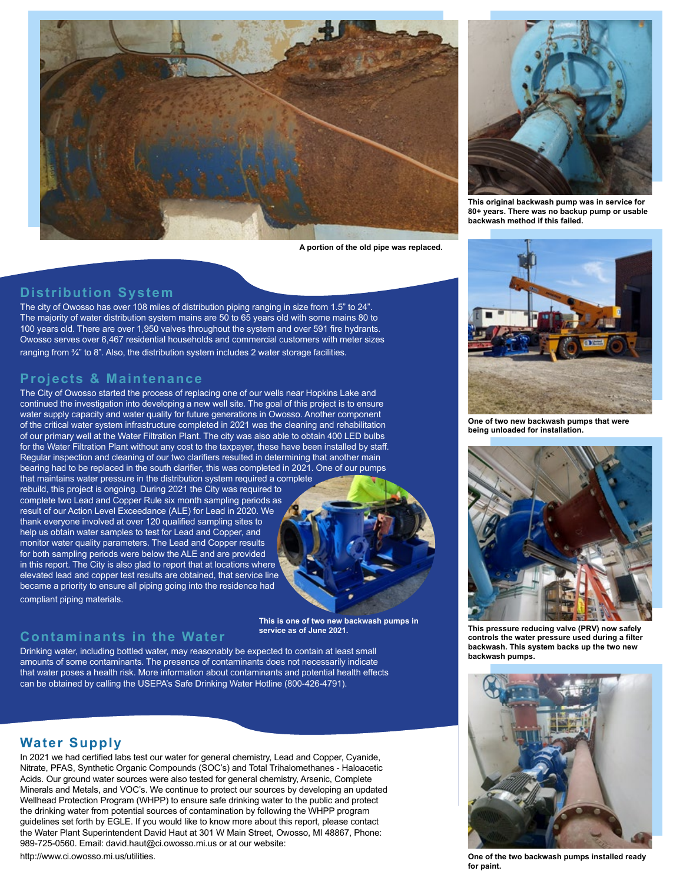A portion of the old pipe was replaced.

This original backwash pump was in service for 80+ years. There was no backup pump or usable backwash method if this failed.

## Distribution System

The city of Owosso has over 108 miles of distribution piping ranging in size from 1.5" to 24". The majority of water distribution system mains are 50 to 65 years old with some mains 80 to 100 years old. There are over 1,950 valves throughout the system and over 591 fire hydrants. Owosso serves over 6,467 residential households and commercial customers with meter sizes ranging from ¾" to 8". Also, the distribution system includes 2 water storage facilities.

## Projects & Maintenance

The City of Owosso started the process of replacing one of our wells near Hopkins Lake and continued the investigation into developing a new well site. The goal of this project is to ensure water supply capacity and water quality for future generations in Owosso. Another component of the critical water system infrastructure completed in 2021 was the cleaning and rehabilitation of our primary well at the Water Filtration Plant. The city was also able to obtain 400 LED bulbs for the Water Filtration Plant without any cost to the taxpayer, these have been installed by staff. Regular inspection and cleaning of our two clarifiers resulted in determining that another main bearing had to be replaced in the south clarifier, this was completed in 2021. One of our pumps that maintains water pressure in the distribution system required a complete rebuild, this project is ongoing. During 2021 the City was required to complete two Lead and Copper Rule six month sampling periods as result of our Action Level Exceedance (ALE) for Lead in 2020. We thank everyone involved at over 120 qualified sampling sites to help us obtain water samples to test for Lead and Copper, and monitor water quality parameters. The Lead and Copper results for both sampling periods were below the ALE and are provided in this report. The City is also glad to report that at locations where elevated lead and copper test results are obtained, that service line became a priority to ensure all piping going into the residence had compliant piping materials.

This is one of two new backwash pumps in service as of June 2021.

One of two new backwash pumps that were being unloaded for installation.

## Contaminants in the Water

Drinking water, including bottled water, may reasonably be expected to contain at least small amounts of some contaminants. The presence of contaminants does not necessarily indicate that water poses a health risk. More information about contaminants and potential health effects can be obtained by calling the USEPA's Safe Drinking Water Hotline (800-426-4791).

This pressure reducing valve (PRV) now safely controls the water pressure used during a filter backwash. This system backs up the two new backwash pumps.

## Water Supply

In 2021 we had certified labs test our water for general chemistry, Lead and Copper, Cyanide, Nitrate, PFAS, Synthetic Organic Compounds (SOC's) and Total Trihalomethanes - Haloacetic Acids. Our ground water sources were also tested for general chemistry, Arsenic, Complete Minerals and Metals, and VOC's. We continue to protect our sources by developing an updated Wellhead Protection Program (WHPP) to ensure safe drinking water to the public and protect the drinking water from potential sources of contamination by following the WHPP program guidelines set forth by EGLE. If you would like to know more about this report, please contact the Water Plant Superintendent David Haut at 301 W Main Street, Owosso, MI 48867, Phone: 989-725-0560. Email: david.haut@ci.owosso.mi.us or at our website: http://www.ci.owosso.mi.us/utilities.

One of the two backwash pumps installed ready for paint.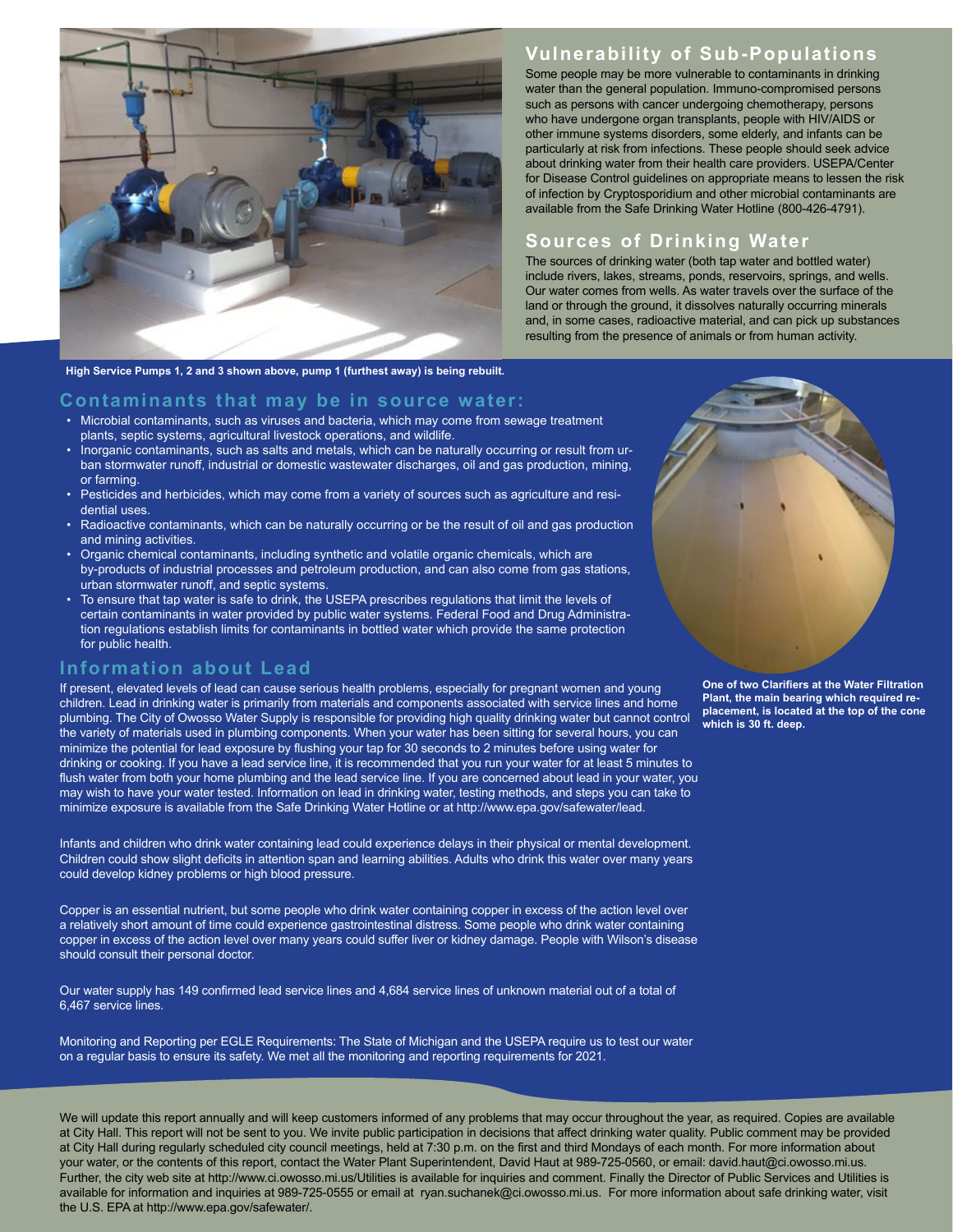## Vulnerability of Sub-Populations

Some people may be more vulnerable to contaminants in drinking water than the general population. Immuno-compromised persons such as persons with cancer undergoing chemotherapy, persons who have undergone organ transplants, people with HIV/AIDS or other immune systems disorders, some elderly, and infants can be particularly at risk from infections. These people should seek advice about drinking water from their health care providers. USEPA/Center for Disease Control guidelines on appropriate means to lessen the risk of infection by Cryptosporidium and other microbial contaminants are available from the Safe Drinking Water Hotline (800-426-4791).

## Sources of Drinking Water

The sources of drinking water (both tap water and bottled water) include rivers, lakes, streams, ponds, reservoirs, springs, and wells. Our water comes from wells. As water travels over the surface of the land or through the ground, it dissolves naturally occurring minerals and, in some cases, radioactive material, and can pick up substances resulting from the presence of animals or from human activity.

**High Service Pumps 1, 2 and 3 shown above, pump 1 (furthest away) is being rebuilt.**

## Contaminants that may be in source water:

- Microbial contaminants, such as viruses and bacteria, which may come from sewage treatment plants, septic systems, agricultural livestock operations, and wildlife.
- Inorganic contaminants, such as salts and metals, which can be naturally occurring or result from urban stormwater runoff, industrial or domestic wastewater discharges, oil and gas production, mining, or farming.
- Pesticides and herbicides, which may come from a variety of sources such as agriculture and residential uses.
- Radioactive contaminants, which can be naturally occurring or be the result of oil and gas production and mining activities.
- Organic chemical contaminants, including synthetic and volatile organic chemicals, which are by-products of industrial processes and petroleum production, and can also come from gas stations, urban stormwater runoff, and septic systems.
- To ensure that tap water is safe to drink, the USEPA prescribes regulations that limit the levels of certain contaminants in water provided by public water systems. Federal Food and Drug Administration regulations establish limits for contaminants in bottled water which provide the same protection for public health.

**One of two Clarifiers at the Water Filtration Plant, the main bearing which required replacement, is located at the top of the cone which is 30 ft. deep.**

## Information about Lead

If present, elevated levels of lead can cause serious health problems, especially for pregnant women and young children. Lead in drinking water is primarily from materials and components associated with service lines and home plumbing. The City of Owosso Water Supply is responsible for providing high quality drinking water but cannot control the variety of materials used in plumbing components. When your water has been sitting for several hours, you can minimize the potential for lead exposure by flushing your tap for 30 seconds to 2 minutes before using water for drinking or cooking. If you have a lead service line, it is recommended that you run your water for at least 5 minutes to flush water from both your home plumbing and the lead service line. If you are concerned about lead in your water, you may wish to have your water tested. Information on lead in drinking water, testing methods, and steps you can take to minimize exposure is available from the Safe Drinking Water Hotline or at http://www.epa.gov/safewater/lead.

Infants and children who drink water containing lead could experience delays in their physical or mental development. Children could show slight deficits in attention span and learning abilities. Adults who drink this water over many years could develop kidney problems or high blood pressure.

Copper is an essential nutrient, but some people who drink water containing copper in excess of the action level over a relatively short amount of time could experience gastrointestinal distress. Some people who drink water containing copper in excess of the action level over many years could suffer liver or kidney damage. People with Wilson's disease should consult their personal doctor.

Our water supply has 149 confirmed lead service lines and 4,684 service lines of unknown material out of a total of 6,467 service lines.

Monitoring and Reporting per EGLE Requirements: The State of Michigan and the USEPA require us to test our water on a regular basis to ensure its safety. We met all the monitoring and reporting requirements for 2021.

We will update this report annually and will keep customers informed of any problems that may occur throughout the year, as required. Copies are available at City Hall. This report will not be sent to you. We invite public participation in decisions that affect drinking water quality. Public comment may be provided at City Hall during regularly scheduled city council meetings, held at 7:30 p.m. on the first and third Mondays of each month. For more information about your water, or the contents of this report, contact the Water Plant Superintendent, David Haut at 989-725-0560, or email: david.haut@ci.owosso.mi.us. Further, the city web site at http://www.ci.owosso.mi.us/Utilities is available for inquiries and comment. Finally the Director of Public Services and Utilities is available for information and inquiries at 989-725-0555 or email at ryan.suchanek@ci.owosso.mi.us. For more information about safe drinking water, visit the U.S. EPA at http://www.epa.gov/safewater/.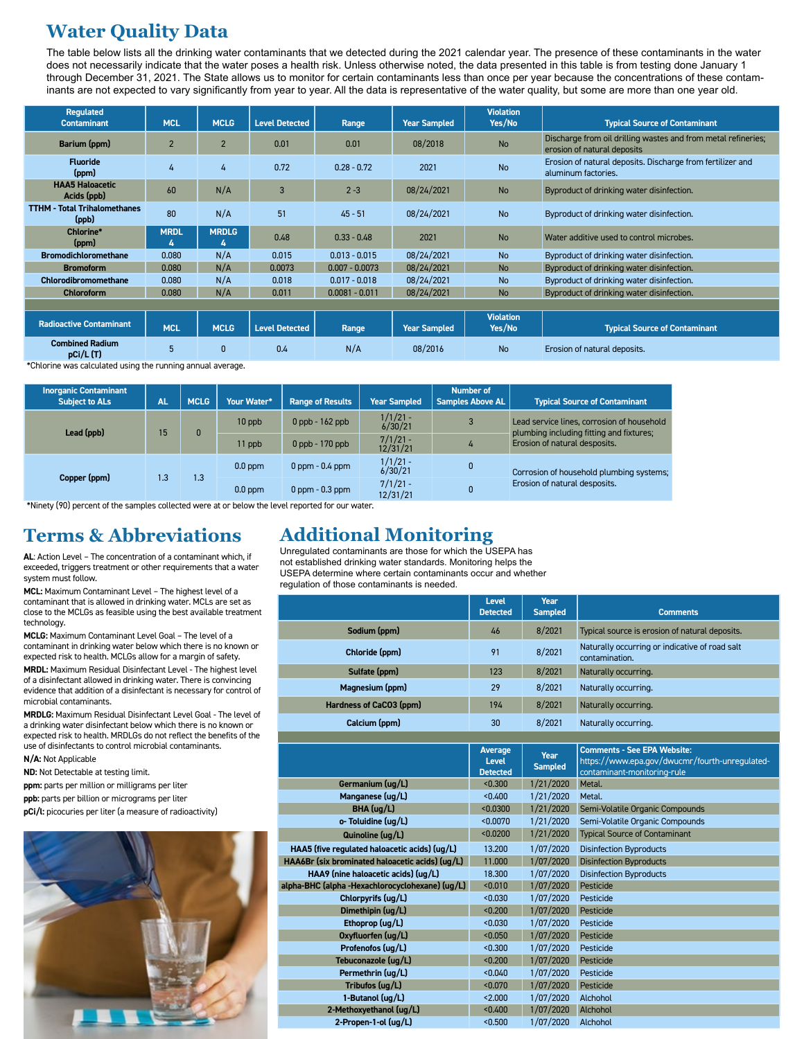# Water Quality Data

The table below lists all the drinking water contaminants that we detected during the 2021 calendar year. The presence of these contaminants in the water does not necessarily indicate that the water poses a health risk. Unless otherwise noted, the data presented in this table is from testing done January 1 through December 31, 2021. The State allows us to monitor for certain contaminants less than once per year because the concentrations of these contaminants are not expected to vary significantly from year to year. All the data is representative of the water quality, but some are more than one year old.

| Regulated Contaminant | MCL | MCLG | Level Detected | Range | Year Sampled | Violation Yes/No | Typical Source of Contaminant |
|---|---|---|---|---|---|---|---|
| Barium (ppm) | 2 | 2 | 0.01 | 0.01 | 08/2018 | No | Discharge from oil drilling wastes and from metal refineries; erosion of natural deposits |
| Fluoride (ppm) | 4 | 4 | 0.72 | 0.28 - 0.72 | 2021 | No | Erosion of natural deposits. Discharge from fertilizer and aluminum factories. |
| HAA5 Haloacetic Acids (ppb) | 60 | N/A | 3 | 2 -3 | 08/24/2021 | No | Byproduct of drinking water disinfection. |
| TTHM - Total Trihalomethanes (ppb) | 80 | N/A | 51 | 45 - 51 | 08/24/2021 | No | Byproduct of drinking water disinfection. |
| Chlorine* (ppm) | MRDL 4 | MRDLG 4 | 0.48 | 0.33 - 0.48 | 2021 | No | Water additive used to control microbes. |
| Bromodichloromethane | 0.080 | N/A | 0.015 | 0.013 - 0.015 | 08/24/2021 | No | Byproduct of drinking water disinfection. |
| Bromoform | 0.080 | N/A | 0.0073 | 0.007 - 0.0073 | 08/24/2021 | No | Byproduct of drinking water disinfection. |
| Chlorodibromomethane | 0.080 | N/A | 0.018 | 0.017 - 0.018 | 08/24/2021 | No | Byproduct of drinking water disinfection. |
| Chloroform | 0.080 | N/A | 0.011 | 0.0081 - 0.011 | 08/24/2021 | No | Byproduct of drinking water disinfection. |

| Radioactive Contaminant | MCL | MCLG | Level Detected | Range | Year Sampled | Violation Yes/No | Typical Source of Contaminant |
|---|---|---|---|---|---|---|---|
| Combined Radium pCi/L (T) | 5 | 0 | 0.4 | N/A | 08/2016 | No | Erosion of natural deposits. |

*Chlorine was calculated using the running annual average.

| Inorganic Contaminant Subject to ALs | AL | MCLG | Your Water* | Range of Results | Year Sampled | Number of Samples Above AL | Typical Source of Contaminant |
|---|---|---|---|---|---|---|---|
| Lead (ppb) | 15 | 0 | 10 ppb | 0 ppb - 162 ppb | 1/1/21 - 6/30/21 | 3 | Lead service lines, corrosion of household plumbing including fitting and fixtures; Erosion of natural desposits. |
| | | | 11 ppb | 0 ppb - 170 ppb | 7/1/21 - 12/31/21 | 4 | |
| Copper (ppm) | 1.3 | 1.3 | 0.0 ppm | 0 ppm - 0.4 ppm | 1/1/21 - 6/30/21 | 0 | Corrosion of household plumbing systems; Erosion of natural desposits. |
| | | | 0.0 ppm | 0 ppm - 0.3 ppm | 7/1/21 - 12/31/21 | 0 | |

*Ninety (90) percent of the samples collected were at or below the level reported for our water.

# Terms & Abbreviations

**AL**: Action Level – The concentration of a contaminant which, if exceeded, triggers treatment or other requirements that a water system must follow.

**MCL:** Maximum Contaminant Level – The highest level of a contaminant that is allowed in drinking water. MCLs are set as close to the MCLGs as feasible using the best available treatment technology.

**MCLG:** Maximum Contaminant Level Goal – The level of a contaminant in drinking water below which there is no known or expected risk to health. MCLGs allow for a margin of safety.

**MRDL:** Maximum Residual Disinfectant Level - The highest level of a disinfectant allowed in drinking water. There is convincing evidence that addition of a disinfectant is necessary for control of microbial contaminants.

**MRDLG:** Maximum Residual Disinfectant Level Goal - The level of a drinking water disinfectant below which there is no known or expected risk to health. MRDLGs do not reflect the benefits of the use of disinfectants to control microbial contaminants.

**N/A:** Not Applicable

**ND:** Not Detectable at testing limit.

**ppm:** parts per million or milligrams per liter

**ppb:** parts per billion or micrograms per liter

**pCi/l:** picocuries per liter (a measure of radioactivity)

# Additional Monitoring

Unregulated contaminants are those for which the USEPA has not established drinking water standards. Monitoring helps the USEPA determine where certain contaminants occur and whether regulation of those contaminants is needed.

| | Level Detected | Year Sampled | Comments |
|---|---|---|---|
| Sodium (ppm) | 46 | 8/2021 | Typical source is erosion of natural deposits. |
| Chloride (ppm) | 91 | 8/2021 | Naturally occurring or indicative of road salt contamination. |
| Sulfate (ppm) | 123 | 8/2021 | Naturally occurring. |
| Magnesium (ppm) | 29 | 8/2021 | Naturally occurring. |
| Hardness of CaCO3 (ppm) | 194 | 8/2021 | Naturally occurring. |
| Calcium (ppm) | 30 | 8/2021 | Naturally occurring. |

| | Average Level Detected | Year Sampled | Comments - See EPA Website: https://www.epa.gov/dwucmr/fourth-unregulated-contaminant-monitoring-rule |
|---|---|---|---|
| Germanium (ug/L) | <0.300 | 1/21/2020 | Metal. |
| Manganese (ug/L) | <0.400 | 1/21/2020 | Metal. |
| BHA (ug/L) | <0.0300 | 1/21/2020 | Semi-Volatile Organic Compounds |
| o- Toluidine (ug/L) | <0.0070 | 1/21/2020 | Semi-Volatile Organic Compounds |
| Quinoline (ug/L) | <0.0200 | 1/21/2020 | Typical Source of Contaminant |
| HAA5 (five regulated haloacetic acids) (ug/L) | 13.200 | 1/07/2020 | Disinfection Byproducts |
| HAA6Br (six brominated haloacetic acids) (ug/L) | 11.000 | 1/07/2020 | Disinfection Byproducts |
| HAA9 (nine haloacetic acids) (ug/L) | 18.300 | 1/07/2020 | Disinfection Byproducts |
| alpha-BHC (alpha -Hexachlorocyclohexane) (ug/L) | <0.010 | 1/07/2020 | Pesticide |
| Chlorpyrifs (ug/L) | <0.030 | 1/07/2020 | Pesticide |
| Dimethipin (ug/L) | <0.200 | 1/07/2020 | Pesticide |
| Ethoprop (ug/L) | <0.030 | 1/07/2020 | Pesticide |
| Oxyfluorfen (ug/L) | <0.050 | 1/07/2020 | Pesticide |
| Profenofos (ug/L) | <0.300 | 1/07/2020 | Pesticide |
| Tebuconazole (ug/L) | <0.200 | 1/07/2020 | Pesticide |
| Permethrin (ug/L) | <0.040 | 1/07/2020 | Pesticide |
| Tribufos (ug/L) | <0.070 | 1/07/2020 | Pesticide |
| 1-Butanol (ug/L) | <2.000 | 1/07/2020 | Alchohol |
| 2-Methoxyethanol (ug/L) | <0.400 | 1/07/2020 | Alchohol |
| 2-Propen-1-ol (ug/L) | <0.500 | 1/07/2020 | Alchohol |